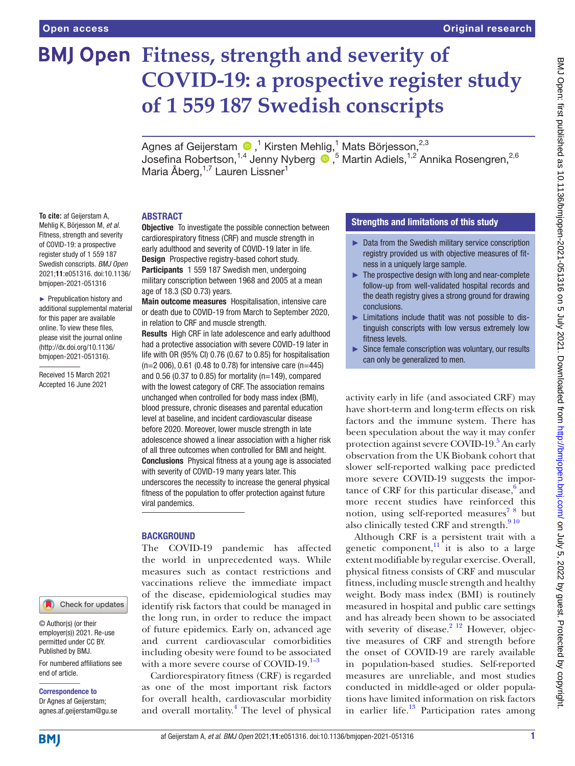Open access | Original research

# Fitness, strength and severity of COVID-19: a prospective register study of 1 559 187 Swedish conscripts

Agnes af Geijerstam [1], Kirsten Mehlig [1], Mats Börjesson [2,3], Josefina Robertson [1,4], Jenny Nyberg [5], Martin Adiels [1,2], Annika Rosengren [2,6], Maria Åberg [1,7], Lauren Lissner [1]

**To cite:** af Geijerstam A, Mehlig K, Börjesson M, *et al*. Fitness, strength and severity of COVID-19: a prospective register study of 1 559 187 Swedish conscripts. *BMJ Open* 2021;**11**:e051316. doi:10.1136/bmjopen-2021-051316

- Prepublication history and additional supplemental material for this paper are available online. To view these files, please visit the journal online (http://dx.doi.org/10.1136/bmjopen-2021-051316).

Received 15 March 2021
Accepted 16 June 2021

© Author(s) (or their employer(s)) 2021. Re-use permitted under CC BY. Published by BMJ.

For numbered affiliations see end of article.

**Correspondence to**
Dr Agnes af Geijerstam; agnes.af.geijerstam@gu.se

## ABSTRACT

**Objective** To investigate the possible connection between cardiorespiratory fitness (CRF) and muscle strength in early adulthood and severity of COVID-19 later in life.

**Design** Prospective registry-based cohort study.

**Participants** 1 559 187 Swedish men, undergoing military conscription between 1968 and 2005 at a mean age of 18.3 (SD 0.73) years.

**Main outcome measures** Hospitalisation, intensive care or death due to COVID-19 from March to September 2020, in relation to CRF and muscle strength.

**Results** High CRF in late adolescence and early adulthood had a protective association with severe COVID-19 later in life with OR (95% CI) 0.76 (0.67 to 0.85) for hospitalisation (n=2 006), 0.61 (0.48 to 0.78) for intensive care (n=445) and 0.56 (0.37 to 0.85) for mortality (n=149), compared with the lowest category of CRF. The association remains unchanged when controlled for body mass index (BMI), blood pressure, chronic diseases and parental education level at baseline, and incident cardiovascular disease before 2020. Moreover, lower muscle strength in late adolescence showed a linear association with a higher risk of all three outcomes when controlled for BMI and height.

**Conclusions** Physical fitness at a young age is associated with severity of COVID-19 many years later. This underscores the necessity to increase the general physical fitness of the population to offer protection against future viral pandemics.

## Strengths and limitations of this study

- Data from the Swedish military service conscription registry provided us with objective measures of fitness in a uniquely large sample.
- The prospective design with long and near-complete follow-up from well-validated hospital records and the death registry gives a strong ground for drawing conclusions.
- Limitations include thatit was not possible to distinguish conscripts with low versus extremely low fitness levels.
- Since female conscription was voluntary, our results can only be generalized to men.

## BACKGROUND

The COVID-19 pandemic has affected the world in unprecedented ways. While measures such as contact restrictions and vaccinations relieve the immediate impact of the disease, epidemiological studies may identify risk factors that could be managed in the long run, in order to reduce the impact of future epidemics. Early on, advanced age and current cardiovascular comorbidities including obesity were found to be associated with a more severe course of COVID-19.[1–3]

Cardiorespiratory fitness (CRF) is regarded as one of the most important risk factors for overall health, cardiovascular morbidity and overall mortality.[4] The level of physical activity early in life (and associated CRF) may have short-term and long-term effects on risk factors and the immune system. There has been speculation about the way it may confer protection against severe COVID-19.[5] An early observation from the UK Biobank cohort that slower self-reported walking pace predicted more severe COVID-19 suggests the importance of CRF for this particular disease,[6] and more recent studies have reinforced this notion, using self-reported measures[7 8] but also clinically tested CRF and strength.[9 10]

Although CRF is a persistent trait with a genetic component,[11] it is also to a large extent modifiable by regular exercise. Overall, physical fitness consists of CRF and muscular fitness, including muscle strength and healthy weight. Body mass index (BMI) is routinely measured in hospital and public care settings and has already been shown to be associated with severity of disease.[2 12] However, objective measures of CRF and strength before the onset of COVID-19 are rarely available in population-based studies. Self-reported measures are unreliable, and most studies conducted in middle-aged or older populations have limited information on risk factors in earlier life.[13] Participation rates among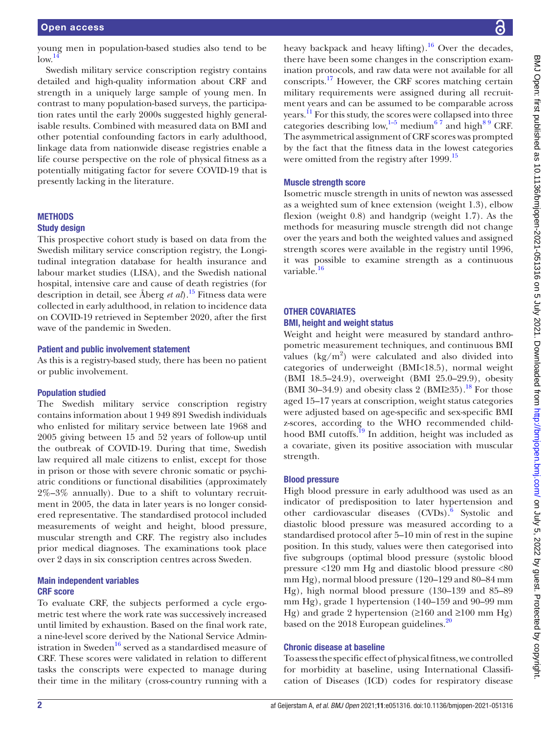young men in population-based studies also tend to be low.[14]

Swedish military service conscription registry contains detailed and high-quality information about CRF and strength in a uniquely large sample of young men. In contrast to many population-based surveys, the participation rates until the early 2000s suggested highly generalisable results. Combined with measured data on BMI and other potential confounding factors in early adulthood, linkage data from nationwide disease registries enable a life course perspective on the role of physical fitness as a potentially mitigating factor for severe COVID-19 that is presently lacking in the literature.

## METHODS

### Study design

This prospective cohort study is based on data from the Swedish military service conscription registry, the Longitudinal integration database for health insurance and labour market studies (LISA), and the Swedish national hospital, intensive care and cause of death registries (for description in detail, see Åberg *et al*).[15] Fitness data were collected in early adulthood, in relation to incidence data on COVID-19 retrieved in September 2020, after the first wave of the pandemic in Sweden.

### Patient and public involvement statement

As this is a registry-based study, there has been no patient or public involvement.

### Population studied

The Swedish military service conscription registry contains information about 1 949 891 Swedish individuals who enlisted for military service between late 1968 and 2005 giving between 15 and 52 years of follow-up until the outbreak of COVID-19. During that time, Swedish law required all male citizens to enlist, except for those in prison or those with severe chronic somatic or psychiatric conditions or functional disabilities (approximately 2%–3% annually). Due to a shift to voluntary recruitment in 2005, the data in later years is no longer considered representative. The standardised protocol included measurements of weight and height, blood pressure, muscular strength and CRF. The registry also includes prior medical diagnoses. The examinations took place over 2 days in six conscription centres across Sweden.

### Main independent variables

#### CRF score

To evaluate CRF, the subjects performed a cycle ergometric test where the work rate was successively increased until limited by exhaustion. Based on the final work rate, a nine-level score derived by the National Service Administration in Sweden[16] served as a standardised measure of CRF. These scores were validated in relation to different tasks the conscripts were expected to manage during their time in the military (cross-country running with a heavy backpack and heavy lifting).[16] Over the decades, there have been some changes in the conscription examination protocols, and raw data were not available for all conscripts.[17] However, the CRF scores matching certain military requirements were assigned during all recruitment years and can be assumed to be comparable across years.[11] For this study, the scores were collapsed into three categories describing low,[1–5] medium[6 7] and high[8 9] CRF. The asymmetrical assignment of CRF scores was prompted by the fact that the fitness data in the lowest categories were omitted from the registry after 1999.[15]

#### Muscle strength score

Isometric muscle strength in units of newton was assessed as a weighted sum of knee extension (weight 1.3), elbow flexion (weight 0.8) and handgrip (weight 1.7). As the methods for measuring muscle strength did not change over the years and both the weighted values and assigned strength scores were available in the registry until 1996, it was possible to examine strength as a continuous variable.[16]

### OTHER COVARIATES

#### BMI, height and weight status

Weight and height were measured by standard anthropometric measurement techniques, and continuous BMI values (kg/m$^2$) were calculated and also divided into categories of underweight (BMI<18.5), normal weight (BMI 18.5–24.9), overweight (BMI 25.0–29.9), obesity (BMI 30–34.9) and obesity class 2 (BMI≥35).[18] For those aged 15–17 years at conscription, weight status categories were adjusted based on age-specific and sex-specific BMI z-scores, according to the WHO recommended childhood BMI cutoffs.[19] In addition, height was included as a covariate, given its positive association with muscular strength.

#### Blood pressure

High blood pressure in early adulthood was used as an indicator of predisposition to later hypertension and other cardiovascular diseases (CVDs).[6] Systolic and diastolic blood pressure was measured according to a standardised protocol after 5–10 min of rest in the supine position. In this study, values were then categorised into five subgroups (optimal blood pressure (systolic blood pressure <120 mm Hg and diastolic blood pressure <80 mm Hg), normal blood pressure (120–129 and 80–84 mm Hg), high normal blood pressure (130–139 and 85–89 mm Hg), grade 1 hypertension (140–159 and 90–99 mm Hg) and grade 2 hypertension (≥160 and ≥100 mm Hg) based on the 2018 European guidelines.[20]

#### Chronic disease at baseline

To assess the specific effect of physical fitness, we controlled for morbidity at baseline, using International Classification of Diseases (ICD) codes for respiratory disease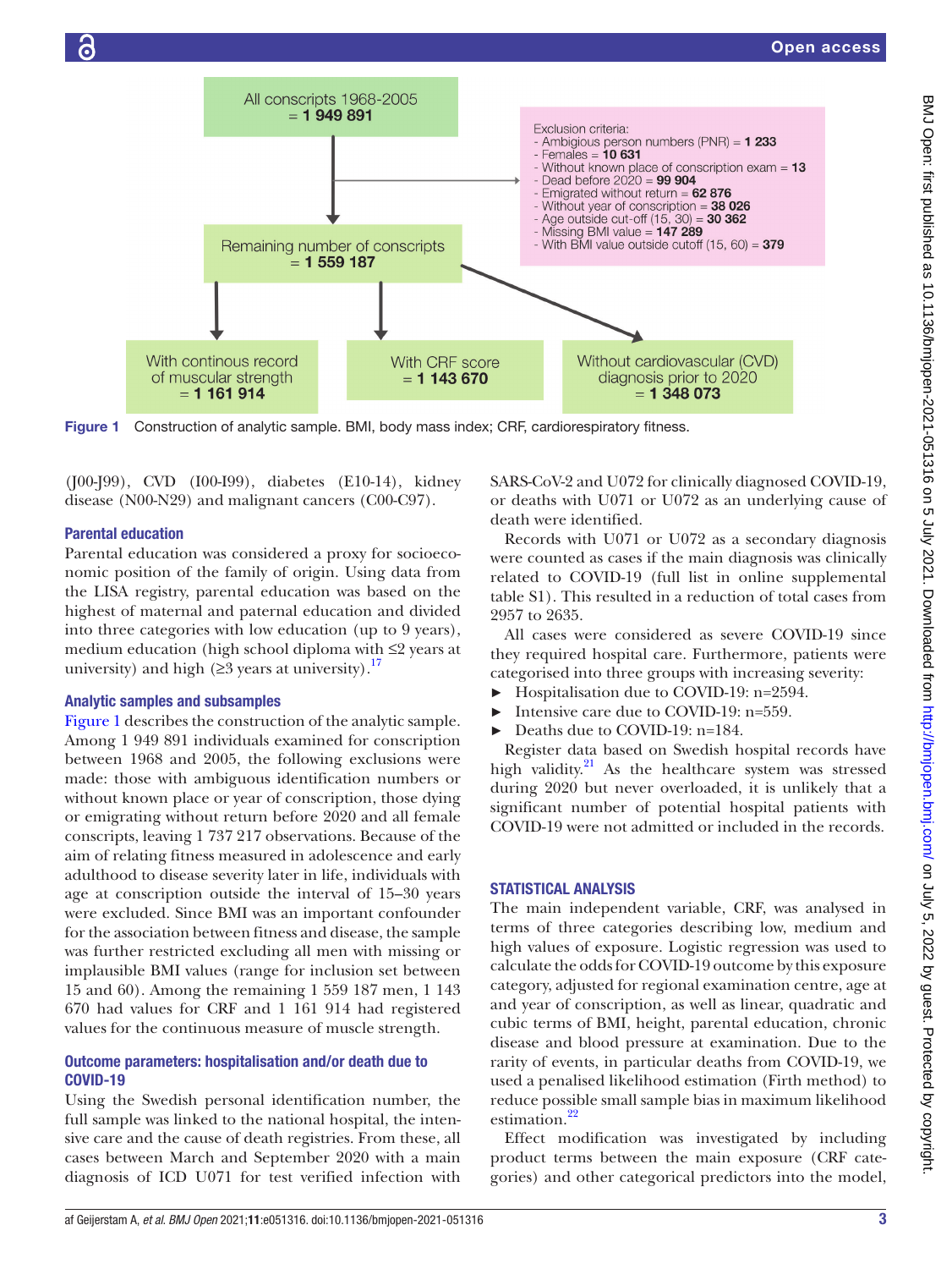All conscripts 1968-2005 = **1 949 891**

Exclusion criteria:
- Ambigious person numbers (PNR) = **1 233**
- Females = **10 631**
- Without known place of conscription exam = **13**
- Dead before 2020 = **99 904**
- Emigrated without return = **62 876**
- Without year of conscription = **38 026**
- Age outside cut-off (15, 30) = **30 362**
- Missing BMI value = **147 289**
- With BMI value outside cutoff (15, 60) = **379**

Remaining number of conscripts = **1 559 187**

With continous record of muscular strength = **1 161 914**

With CRF score = **1 143 670**

Without cardiovascular (CVD) diagnosis prior to 2020 = **1 348 073**

Figure 1 Construction of analytic sample. BMI, body mass index; CRF, cardiorespiratory fitness.

(J00-J99), CVD (I00-I99), diabetes (E10-14), kidney disease (N00-N29) and malignant cancers (C00-C97).

### Parental education

Parental education was considered a proxy for socioeconomic position of the family of origin. Using data from the LISA registry, parental education was based on the highest of maternal and paternal education and divided into three categories with low education (up to 9 years), medium education (high school diploma with ≤2 years at university) and high (≥3 years at university).[17]

### Analytic samples and subsamples

Figure 1 describes the construction of the analytic sample. Among 1 949 891 individuals examined for conscription between 1968 and 2005, the following exclusions were made: those with ambiguous identification numbers or without known place or year of conscription, those dying or emigrating without return before 2020 and all female conscripts, leaving 1 737 217 observations. Because of the aim of relating fitness measured in adolescence and early adulthood to disease severity later in life, individuals with age at conscription outside the interval of 15–30 years were excluded. Since BMI was an important confounder for the association between fitness and disease, the sample was further restricted excluding all men with missing or implausible BMI values (range for inclusion set between 15 and 60). Among the remaining 1 559 187 men, 1 143 670 had values for CRF and 1 161 914 had registered values for the continuous measure of muscle strength.

### Outcome parameters: hospitalisation and/or death due to COVID-19

Using the Swedish personal identification number, the full sample was linked to the national hospital, the intensive care and the cause of death registries. From these, all cases between March and September 2020 with a main diagnosis of ICD U071 for test verified infection with SARS-CoV-2 and U072 for clinically diagnosed COVID-19, or deaths with U071 or U072 as an underlying cause of death were identified.

Records with U071 or U072 as a secondary diagnosis were counted as cases if the main diagnosis was clinically related to COVID-19 (full list in online supplemental table S1). This resulted in a reduction of total cases from 2957 to 2635.

All cases were considered as severe COVID-19 since they required hospital care. Furthermore, patients were categorised into three groups with increasing severity:

- Hospitalisation due to COVID-19: n=2594.
- Intensive care due to COVID-19: n=559.
- Deaths due to COVID-19: n=184.

Register data based on Swedish hospital records have high validity.[21] As the healthcare system was stressed during 2020 but never overloaded, it is unlikely that a significant number of potential hospital patients with COVID-19 were not admitted or included in the records.

## STATISTICAL ANALYSIS

The main independent variable, CRF, was analysed in terms of three categories describing low, medium and high values of exposure. Logistic regression was used to calculate the odds for COVID-19 outcome by this exposure category, adjusted for regional examination centre, age at and year of conscription, as well as linear, quadratic and cubic terms of BMI, height, parental education, chronic disease and blood pressure at examination. Due to the rarity of events, in particular deaths from COVID-19, we used a penalised likelihood estimation (Firth method) to reduce possible small sample bias in maximum likelihood estimation.[22]

Effect modification was investigated by including product terms between the main exposure (CRF categories) and other categorical predictors into the model,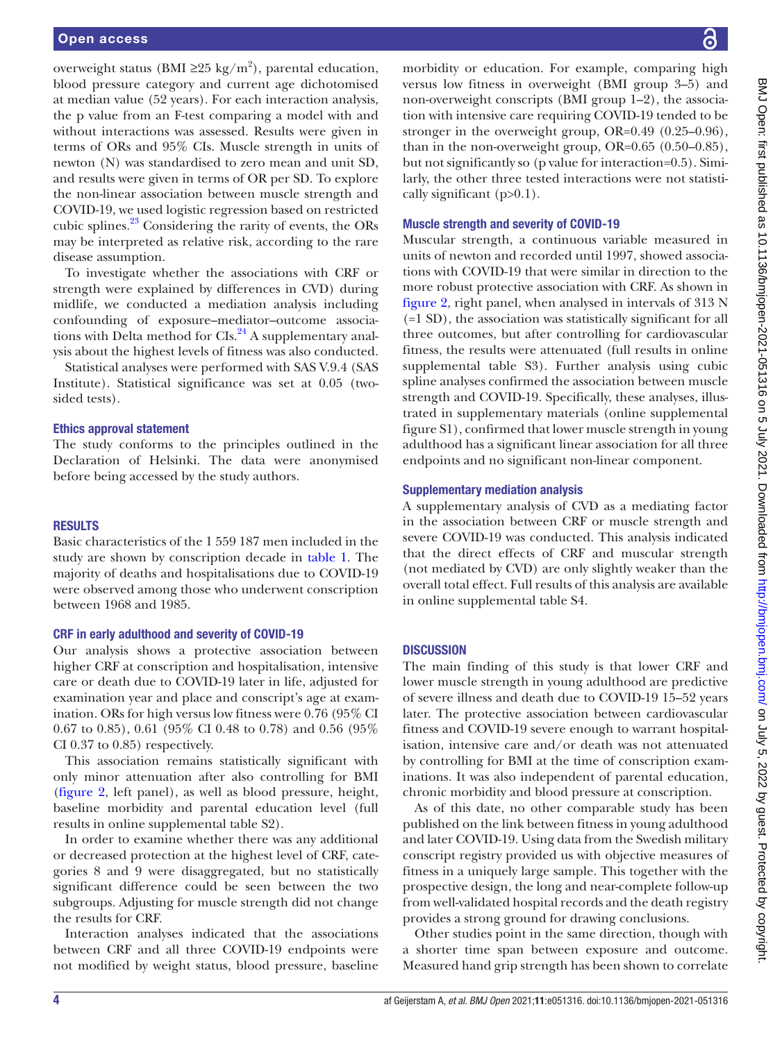overweight status (BMI ≥25 kg/m$^2$), parental education, blood pressure category and current age dichotomised at median value (52 years). For each interaction analysis, the p value from an F-test comparing a model with and without interactions was assessed. Results were given in terms of ORs and 95% CIs. Muscle strength in units of newton (N) was standardised to zero mean and unit SD, and results were given in terms of OR per SD. To explore the non-linear association between muscle strength and COVID-19, we used logistic regression based on restricted cubic splines.[23] Considering the rarity of events, the ORs may be interpreted as relative risk, according to the rare disease assumption.

To investigate whether the associations with CRF or strength were explained by differences in CVD) during midlife, we conducted a mediation analysis including confounding of exposure–mediator–outcome associations with Delta method for CIs.[24] A supplementary analysis about the highest levels of fitness was also conducted.

Statistical analyses were performed with SAS V.9.4 (SAS Institute). Statistical significance was set at 0.05 (two-sided tests).

### Ethics approval statement

The study conforms to the principles outlined in the Declaration of Helsinki. The data were anonymised before being accessed by the study authors.

## RESULTS

Basic characteristics of the 1 559 187 men included in the study are shown by conscription decade in table 1. The majority of deaths and hospitalisations due to COVID-19 were observed among those who underwent conscription between 1968 and 1985.

### CRF in early adulthood and severity of COVID-19

Our analysis shows a protective association between higher CRF at conscription and hospitalisation, intensive care or death due to COVID-19 later in life, adjusted for examination year and place and conscript's age at examination. ORs for high versus low fitness were 0.76 (95% CI 0.67 to 0.85), 0.61 (95% CI 0.48 to 0.78) and 0.56 (95% CI 0.37 to 0.85) respectively.

This association remains statistically significant with only minor attenuation after also controlling for BMI (figure 2, left panel), as well as blood pressure, height, baseline morbidity and parental education level (full results in online supplemental table S2).

In order to examine whether there was any additional or decreased protection at the highest level of CRF, categories 8 and 9 were disaggregated, but no statistically significant difference could be seen between the two subgroups. Adjusting for muscle strength did not change the results for CRF.

Interaction analyses indicated that the associations between CRF and all three COVID-19 endpoints were not modified by weight status, blood pressure, baseline morbidity or education. For example, comparing high versus low fitness in overweight (BMI group 3–5) and non-overweight conscripts (BMI group 1–2), the association with intensive care requiring COVID-19 tended to be stronger in the overweight group, OR=0.49 (0.25–0.96), than in the non-overweight group, OR=0.65 (0.50–0.85), but not significantly so (p value for interaction=0.5). Similarly, the other three tested interactions were not statistically significant (p>0.1).

### Muscle strength and severity of COVID-19

Muscular strength, a continuous variable measured in units of newton and recorded until 1997, showed associations with COVID-19 that were similar in direction to the more robust protective association with CRF. As shown in figure 2, right panel, when analysed in intervals of 313 N (=1 SD), the association was statistically significant for all three outcomes, but after controlling for cardiovascular fitness, the results were attenuated (full results in online supplemental table S3). Further analysis using cubic spline analyses confirmed the association between muscle strength and COVID-19. Specifically, these analyses, illustrated in supplementary materials (online supplemental figure S1), confirmed that lower muscle strength in young adulthood has a significant linear association for all three endpoints and no significant non-linear component.

### Supplementary mediation analysis

A supplementary analysis of CVD as a mediating factor in the association between CRF or muscle strength and severe COVID-19 was conducted. This analysis indicated that the direct effects of CRF and muscular strength (not mediated by CVD) are only slightly weaker than the overall total effect. Full results of this analysis are available in online supplemental table S4.

## DISCUSSION

The main finding of this study is that lower CRF and lower muscle strength in young adulthood are predictive of severe illness and death due to COVID-19 15–52 years later. The protective association between cardiovascular fitness and COVID-19 severe enough to warrant hospitalisation, intensive care and/or death was not attenuated by controlling for BMI at the time of conscription examinations. It was also independent of parental education, chronic morbidity and blood pressure at conscription.

As of this date, no other comparable study has been published on the link between fitness in young adulthood and later COVID-19. Using data from the Swedish military conscript registry provided us with objective measures of fitness in a uniquely large sample. This together with the prospective design, the long and near-complete follow-up from well-validated hospital records and the death registry provides a strong ground for drawing conclusions.

Other studies point in the same direction, though with a shorter time span between exposure and outcome. Measured hand grip strength has been shown to correlate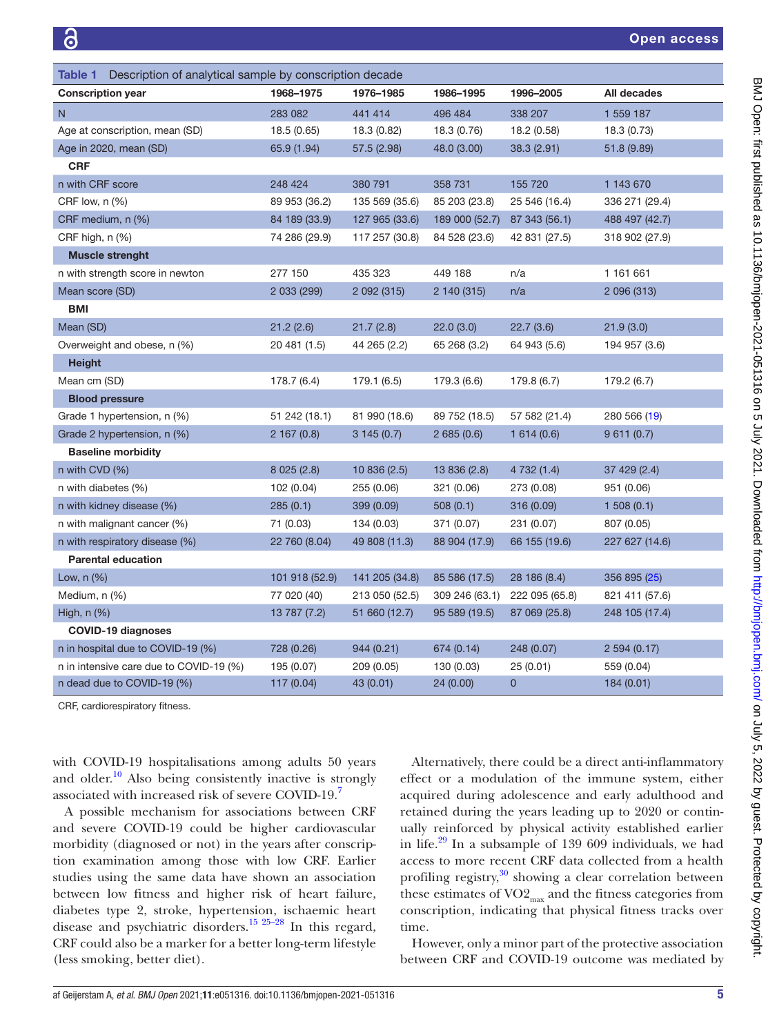**Table 1** Description of analytical sample by conscription decade

| Conscription year | 1968–1975 | 1976–1985 | 1986–1995 | 1996–2005 | All decades |
|---|---|---|---|---|---|
| N | 283 082 | 441 414 | 496 484 | 338 207 | 1 559 187 |
| Age at conscription, mean (SD) | 18.5 (0.65) | 18.3 (0.82) | 18.3 (0.76) | 18.2 (0.58) | 18.3 (0.73) |
| Age in 2020, mean (SD) | 65.9 (1.94) | 57.5 (2.98) | 48.0 (3.00) | 38.3 (2.91) | 51.8 (9.89) |
| **CRF** | | | | | |
| n with CRF score | 248 424 | 380 791 | 358 731 | 155 720 | 1 143 670 |
| CRF low, n (%) | 89 953 (36.2) | 135 569 (35.6) | 85 203 (23.8) | 25 546 (16.4) | 336 271 (29.4) |
| CRF medium, n (%) | 84 189 (33.9) | 127 965 (33.6) | 189 000 (52.7) | 87 343 (56.1) | 488 497 (42.7) |
| CRF high, n (%) | 74 286 (29.9) | 117 257 (30.8) | 84 528 (23.6) | 42 831 (27.5) | 318 902 (27.9) |
| **Muscle strenght** | | | | | |
| n with strength score in newton | 277 150 | 435 323 | 449 188 | n/a | 1 161 661 |
| Mean score (SD) | 2 033 (299) | 2 092 (315) | 2 140 (315) | n/a | 2 096 (313) |
| **BMI** | | | | | |
| Mean (SD) | 21.2 (2.6) | 21.7 (2.8) | 22.0 (3.0) | 22.7 (3.6) | 21.9 (3.0) |
| Overweight and obese, n (%) | 20 481 (1.5) | 44 265 (2.2) | 65 268 (3.2) | 64 943 (5.6) | 194 957 (3.6) |
| **Height** | | | | | |
| Mean cm (SD) | 178.7 (6.4) | 179.1 (6.5) | 179.3 (6.6) | 179.8 (6.7) | 179.2 (6.7) |
| **Blood pressure** | | | | | |
| Grade 1 hypertension, n (%) | 51 242 (18.1) | 81 990 (18.6) | 89 752 (18.5) | 57 582 (21.4) | 280 566 (19) |
| Grade 2 hypertension, n (%) | 2 167 (0.8) | 3 145 (0.7) | 2 685 (0.6) | 1 614 (0.6) | 9 611 (0.7) |
| **Baseline morbidity** | | | | | |
| n with CVD (%) | 8 025 (2.8) | 10 836 (2.5) | 13 836 (2.8) | 4 732 (1.4) | 37 429 (2.4) |
| n with diabetes (%) | 102 (0.04) | 255 (0.06) | 321 (0.06) | 273 (0.08) | 951 (0.06) |
| n with kidney disease (%) | 285 (0.1) | 399 (0.09) | 508 (0.1) | 316 (0.09) | 1 508 (0.1) |
| n with malignant cancer (%) | 71 (0.03) | 134 (0.03) | 371 (0.07) | 231 (0.07) | 807 (0.05) |
| n with respiratory disease (%) | 22 760 (8.04) | 49 808 (11.3) | 88 904 (17.9) | 66 155 (19.6) | 227 627 (14.6) |
| **Parental education** | | | | | |
| Low, n (%) | 101 918 (52.9) | 141 205 (34.8) | 85 586 (17.5) | 28 186 (8.4) | 356 895 (25) |
| Medium, n (%) | 77 020 (40) | 213 050 (52.5) | 309 246 (63.1) | 222 095 (65.8) | 821 411 (57.6) |
| High, n (%) | 13 787 (7.2) | 51 660 (12.7) | 95 589 (19.5) | 87 069 (25.8) | 248 105 (17.4) |
| **COVID-19 diagnoses** | | | | | |
| n in hospital due to COVID-19 (%) | 728 (0.26) | 944 (0.21) | 674 (0.14) | 248 (0.07) | 2 594 (0.17) |
| n in intensive care due to COVID-19 (%) | 195 (0.07) | 209 (0.05) | 130 (0.03) | 25 (0.01) | 559 (0.04) |
| n dead due to COVID-19 (%) | 117 (0.04) | 43 (0.01) | 24 (0.00) | 0 | 184 (0.01) |

CRF, cardiorespiratory fitness.

with COVID-19 hospitalisations among adults 50 years and older.[10] Also being consistently inactive is strongly associated with increased risk of severe COVID-19.[7]

A possible mechanism for associations between CRF and severe COVID-19 could be higher cardiovascular morbidity (diagnosed or not) in the years after conscription examination among those with low CRF. Earlier studies using the same data have shown an association between low fitness and higher risk of heart failure, diabetes type 2, stroke, hypertension, ischaemic heart disease and psychiatric disorders.[15 25–28] In this regard, CRF could also be a marker for a better long-term lifestyle (less smoking, better diet).

Alternatively, there could be a direct anti-inflammatory effect or a modulation of the immune system, either acquired during adolescence and early adulthood and retained during the years leading up to 2020 or continually reinforced by physical activity established earlier in life.[29] In a subsample of 139 609 individuals, we had access to more recent CRF data collected from a health profiling registry,[30] showing a clear correlation between these estimates of $VO2_{max}$ and the fitness categories from conscription, indicating that physical fitness tracks over time.

However, only a minor part of the protective association between CRF and COVID-19 outcome was mediated by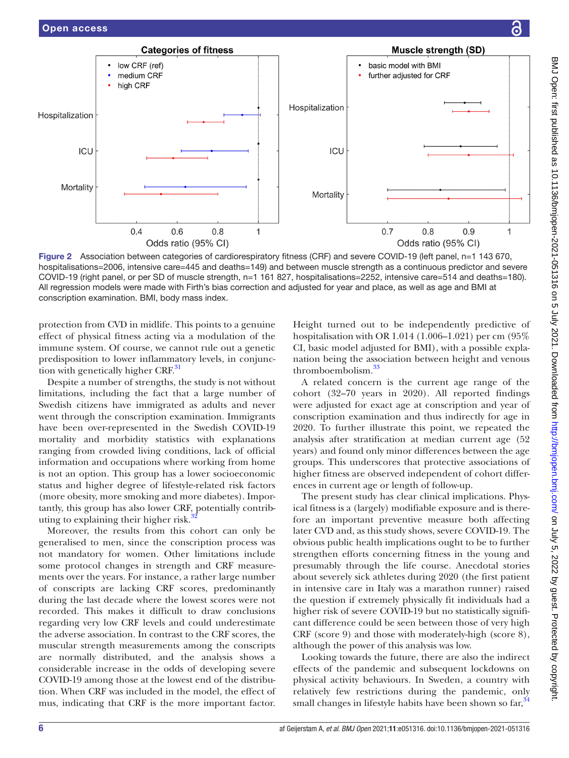Figure 2 Association between categories of cardiorespiratory fitness (CRF) and severe COVID-19 (left panel, n=1 143 670, hospitalisations=2006, intensive care=445 and deaths=149) and between muscle strength as a continuous predictor and severe COVID-19 (right panel, or per SD of muscle strength, n=1 161 827, hospitalisations=2252, intensive care=514 and deaths=180). All regression models were made with Firth's bias correction and adjusted for year and place, as well as age and BMI at conscription examination. BMI, body mass index.

protection from CVD in midlife. This points to a genuine effect of physical fitness acting via a modulation of the immune system. Of course, we cannot rule out a genetic predisposition to lower inflammatory levels, in conjunction with genetically higher CRF.[31]

Despite a number of strengths, the study is not without limitations, including the fact that a large number of Swedish citizens have immigrated as adults and never went through the conscription examination. Immigrants have been over-represented in the Swedish COVID-19 mortality and morbidity statistics with explanations ranging from crowded living conditions, lack of official information and occupations where working from home is not an option. This group has a lower socioeconomic status and higher degree of lifestyle-related risk factors (more obesity, more smoking and more diabetes). Importantly, this group has also lower CRF, potentially contributing to explaining their higher risk.[32]

Moreover, the results from this cohort can only be generalised to men, since the conscription process was not mandatory for women. Other limitations include some protocol changes in strength and CRF measurements over the years. For instance, a rather large number of conscripts are lacking CRF scores, predominantly during the last decade where the lowest scores were not recorded. This makes it difficult to draw conclusions regarding very low CRF levels and could underestimate the adverse association. In contrast to the CRF scores, the muscular strength measurements among the conscripts are normally distributed, and the analysis shows a considerable increase in the odds of developing severe COVID-19 among those at the lowest end of the distribution. When CRF was included in the model, the effect of mus, indicating that CRF is the more important factor. Height turned out to be independently predictive of hospitalisation with OR 1.014 (1.006–1.021) per cm (95% CI, basic model adjusted for BMI), with a possible explanation being the association between height and venous thromboembolism.[33]

A related concern is the current age range of the cohort (32–70 years in 2020). All reported findings were adjusted for exact age at conscription and year of conscription examination and thus indirectly for age in 2020. To further illustrate this point, we repeated the analysis after stratification at median current age (52 years) and found only minor differences between the age groups. This underscores that protective associations of higher fitness are observed independent of cohort differences in current age or length of follow-up.

The present study has clear clinical implications. Physical fitness is a (largely) modifiable exposure and is therefore an important preventive measure both affecting later CVD and, as this study shows, severe COVID-19. The obvious public health implications ought to be to further strengthen efforts concerning fitness in the young and presumably through the life course. Anecdotal stories about severely sick athletes during 2020 (the first patient in intensive care in Italy was a marathon runner) raised the question if extremely physically fit individuals had a higher risk of severe COVID-19 but no statistically significant difference could be seen between those of very high CRF (score 9) and those with moderately-high (score 8), although the power of this analysis was low.

Looking towards the future, there are also the indirect effects of the pandemic and subsequent lockdowns on physical activity behaviours. In Sweden, a country with relatively few restrictions during the pandemic, only small changes in lifestyle habits have been shown so far,[34]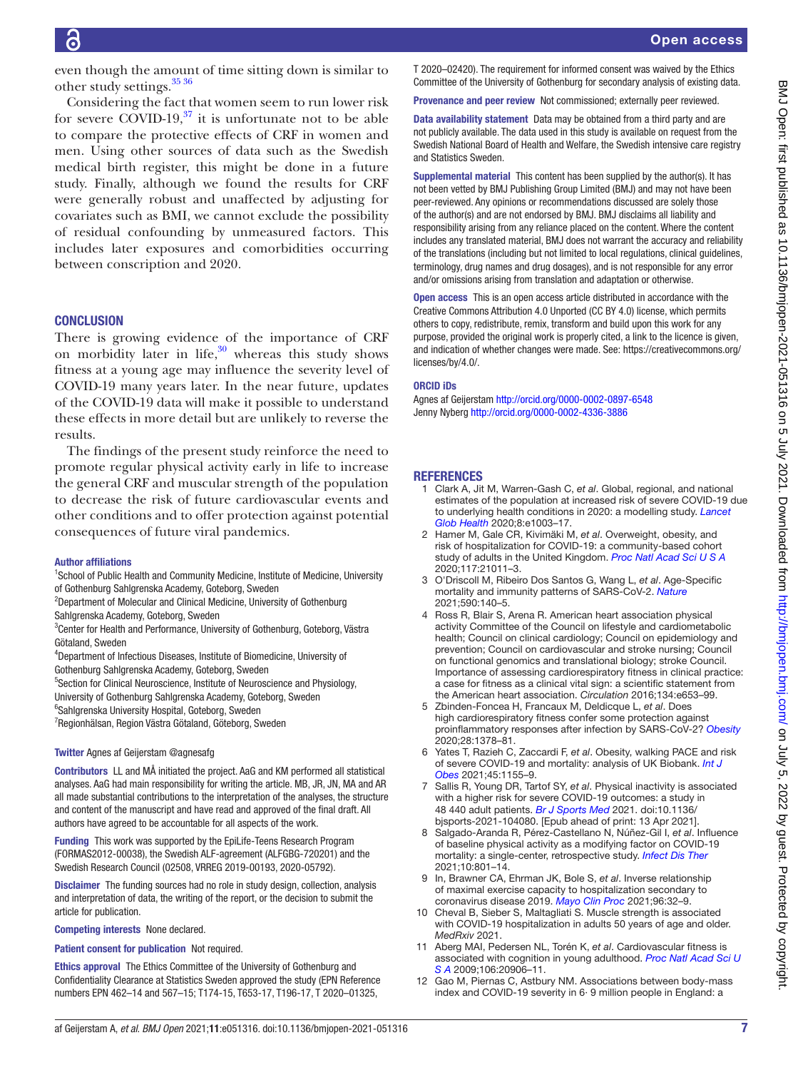even though the amount of time sitting down is similar to other study settings.[35,36]

Considering the fact that women seem to run lower risk for severe COVID-19,[37] it is unfortunate not to be able to compare the protective effects of CRF in women and men. Using other sources of data such as the Swedish medical birth register, this might be done in a future study. Finally, although we found the results for CRF were generally robust and unaffected by adjusting for covariates such as BMI, we cannot exclude the possibility of residual confounding by unmeasured factors. This includes later exposures and comorbidities occurring between conscription and 2020.

## CONCLUSION

There is growing evidence of the importance of CRF on morbidity later in life,[30] whereas this study shows fitness at a young age may influence the severity level of COVID-19 many years later. In the near future, updates of the COVID-19 data will make it possible to understand these effects in more detail but are unlikely to reverse the results.

The findings of the present study reinforce the need to promote regular physical activity early in life to increase the general CRF and muscular strength of the population to decrease the risk of future cardiovascular events and other conditions and to offer protection against potential consequences of future viral pandemics.

**Author affiliations**

[1]School of Public Health and Community Medicine, Institute of Medicine, University of Gothenburg Sahlgrenska Academy, Goteborg, Sweden
[2]Department of Molecular and Clinical Medicine, University of Gothenburg Sahlgrenska Academy, Goteborg, Sweden
[3]Center for Health and Performance, University of Gothenburg, Goteborg, Västra Götaland, Sweden
[4]Department of Infectious Diseases, Institute of Biomedicine, University of Gothenburg Sahlgrenska Academy, Goteborg, Sweden
[5]Section for Clinical Neuroscience, Institute of Neuroscience and Physiology, University of Gothenburg Sahlgrenska Academy, Goteborg, Sweden
[6]Sahlgrenska University Hospital, Goteborg, Sweden
[7]Regionhälsan, Region Västra Götaland, Göteborg, Sweden

**Twitter** Agnes af Geijerstam @agnesafg

**Contributors** LL and MÅ initiated the project. AaG and KM performed all statistical analyses. AaG had main responsibility for writing the article. MB, JR, JN, MA and AR all made substantial contributions to the interpretation of the analyses, the structure and content of the manuscript and have read and approved of the final draft. All authors have agreed to be accountable for all aspects of the work.

**Funding** This work was supported by the EpiLife-Teens Research Program (FORMAS2012-00038), the Swedish ALF-agreement (ALFGBG-720201) and the Swedish Research Council (02508, VRREG 2019-00193, 2020-05792).

**Disclaimer** The funding sources had no role in study design, collection, analysis and interpretation of data, the writing of the report, or the decision to submit the article for publication.

**Competing interests** None declared.

**Patient consent for publication** Not required.

**Ethics approval** The Ethics Committee of the University of Gothenburg and Confidentiality Clearance at Statistics Sweden approved the study (EPN Reference numbers EPN 462–14 and 567–15; T174-15, T653-17, T196-17, T 2020–01325, T 2020–02420). The requirement for informed consent was waived by the Ethics Committee of the University of Gothenburg for secondary analysis of existing data.

**Provenance and peer review** Not commissioned; externally peer reviewed.

**Data availability statement** Data may be obtained from a third party and are not publicly available. The data used in this study is available on request from the Swedish National Board of Health and Welfare, the Swedish intensive care registry and Statistics Sweden.

**Supplemental material** This content has been supplied by the author(s). It has not been vetted by BMJ Publishing Group Limited (BMJ) and may not have been peer-reviewed. Any opinions or recommendations discussed are solely those of the author(s) and are not endorsed by BMJ. BMJ disclaims all liability and responsibility arising from any reliance placed on the content. Where the content includes any translated material, BMJ does not warrant the accuracy and reliability of the translations (including but not limited to local regulations, clinical guidelines, terminology, drug names and drug dosages), and is not responsible for any error and/or omissions arising from translation and adaptation or otherwise.

**Open access** This is an open access article distributed in accordance with the Creative Commons Attribution 4.0 Unported (CC BY 4.0) license, which permits others to copy, redistribute, remix, transform and build upon this work for any purpose, provided the original work is properly cited, a link to the licence is given, and indication of whether changes were made. See: https://creativecommons.org/licenses/by/4.0/.

**ORCID iDs**

Agnes af Geijerstam http://orcid.org/0000-0002-0897-6548
Jenny Nyberg http://orcid.org/0000-0002-4336-3886

## REFERENCES

1. Clark A, Jit M, Warren-Gash C, *et al*. Global, regional, and national estimates of the population at increased risk of severe COVID-19 due to underlying health conditions in 2020: a modelling study. *Lancet Glob Health* 2020;8:e1003–17.
2. Hamer M, Gale CR, Kivimäki M, *et al*. Overweight, obesity, and risk of hospitalization for COVID-19: a community-based cohort study of adults in the United Kingdom. *Proc Natl Acad Sci U S A* 2020;117:21011–3.
3. O'Driscoll M, Ribeiro Dos Santos G, Wang L, *et al*. Age-Specific mortality and immunity patterns of SARS-CoV-2. *Nature* 2021;590:140–5.
4. Ross R, Blair S, Arena R. American heart association physical activity Committee of the Council on lifestyle and cardiometabolic health; Council on clinical cardiology; Council on epidemiology and prevention; Council on cardiovascular and stroke nursing; Council on functional genomics and translational biology; stroke Council. Importance of assessing cardiorespiratory fitness in clinical practice: a case for fitness as a clinical vital sign: a scientific statement from the American heart association. *Circulation* 2016;134:e653–99.
5. Zbinden-Foncea H, Francaux M, Deldicque L, *et al*. Does high cardiorespiratory fitness confer some protection against proinflammatory responses after infection by SARS-CoV-2? *Obesity* 2020;28:1378–81.
6. Yates T, Razieh C, Zaccardi F, *et al*. Obesity, walking PACE and risk of severe COVID-19 and mortality: analysis of UK Biobank. *Int J Obes* 2021;45:1155–9.
7. Sallis R, Young DR, Tartof SY, *et al*. Physical inactivity is associated with a higher risk for severe COVID-19 outcomes: a study in 48 440 adult patients. *Br J Sports Med* 2021. doi:10.1136/bjsports-2021-104080. [Epub ahead of print: 13 Apr 2021].
8. Salgado-Aranda R, Pérez-Castellano N, Núñez-Gil I, *et al*. Influence of baseline physical activity as a modifying factor on COVID-19 mortality: a single-center, retrospective study. *Infect Dis Ther* 2021;10:801–14.
9. In, Brawner CA, Ehrman JK, Bole S, *et al*. Inverse relationship of maximal exercise capacity to hospitalization secondary to coronavirus disease 2019. *Mayo Clin Proc* 2021;96:32–9.
10. Cheval B, Sieber S, Maltagliati S. Muscle strength is associated with COVID-19 hospitalization in adults 50 years of age and older. *MedRxiv* 2021.
11. Aberg MAI, Pedersen NL, Torén K, *et al*. Cardiovascular fitness is associated with cognition in young adulthood. *Proc Natl Acad Sci U S A* 2009;106:20906–11.
12. Gao M, Piernas C, Astbury NM. Associations between body-mass index and COVID-19 severity in 6· 9 million people in England: a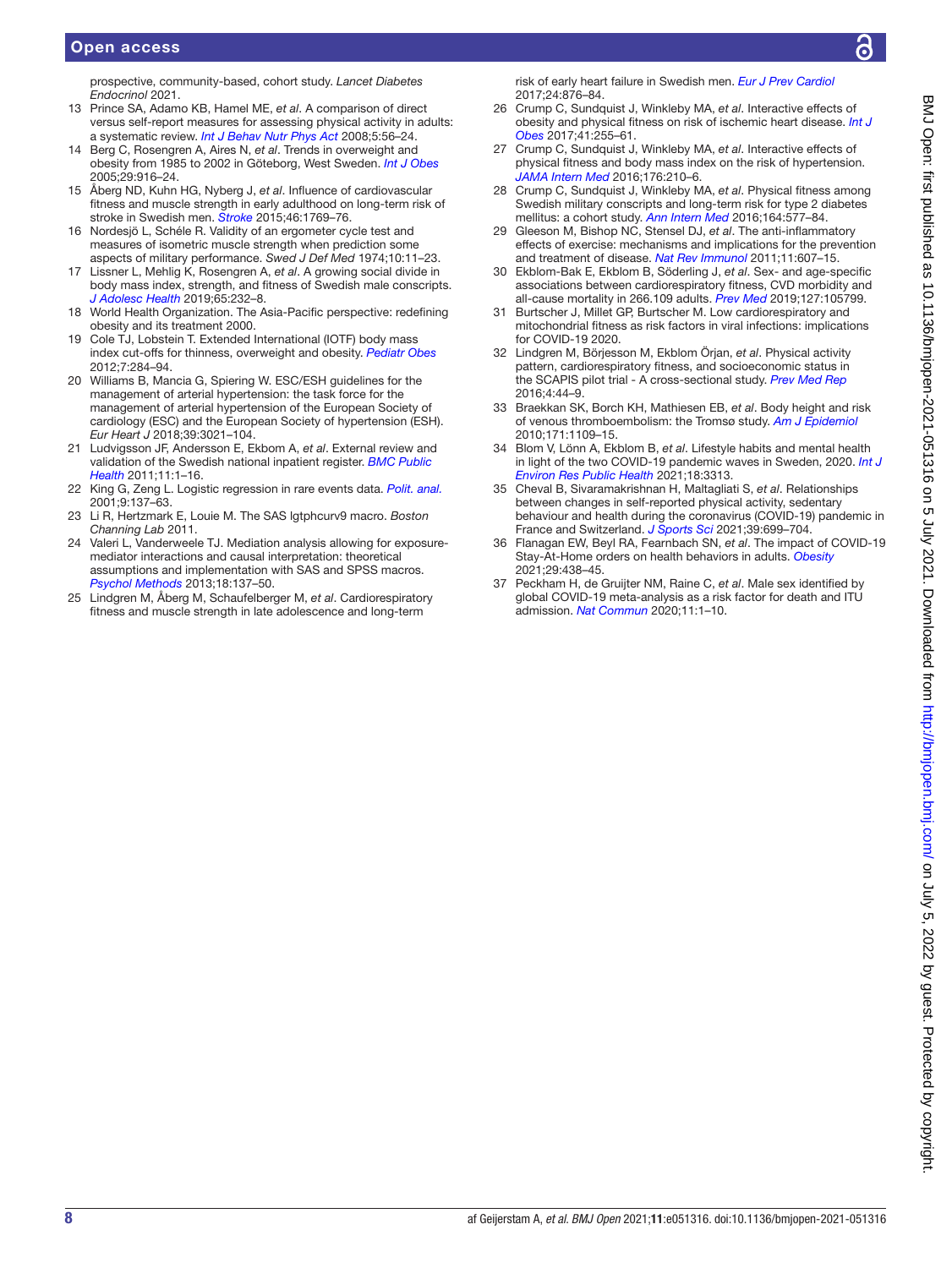prospective, community-based, cohort study. *Lancet Diabetes Endocrinol* 2021.

13 Prince SA, Adamo KB, Hamel ME, *et al*. A comparison of direct versus self-report measures for assessing physical activity in adults: a systematic review. *Int J Behav Nutr Phys Act* 2008;5:56–24.
14 Berg C, Rosengren A, Aires N, *et al*. Trends in overweight and obesity from 1985 to 2002 in Göteborg, West Sweden. *Int J Obes* 2005;29:916–24.
15 Åberg ND, Kuhn HG, Nyberg J, *et al*. Influence of cardiovascular fitness and muscle strength in early adulthood on long-term risk of stroke in Swedish men. *Stroke* 2015;46:1769–76.
16 Nordesjö L, Schéle R. Validity of an ergometer cycle test and measures of isometric muscle strength when prediction some aspects of military performance. *Swed J Def Med* 1974;10:11–23.
17 Lissner L, Mehlig K, Rosengren A, *et al*. A growing social divide in body mass index, strength, and fitness of Swedish male conscripts. *J Adolesc Health* 2019;65:232–8.
18 World Health Organization. The Asia-Pacific perspective: redefining obesity and its treatment 2000.
19 Cole TJ, Lobstein T. Extended International (IOTF) body mass index cut-offs for thinness, overweight and obesity. *Pediatr Obes* 2012;7:284–94.
20 Williams B, Mancia G, Spiering W. ESC/ESH guidelines for the management of arterial hypertension: the task force for the management of arterial hypertension of the European Society of cardiology (ESC) and the European Society of hypertension (ESH). *Eur Heart J* 2018;39:3021–104.
21 Ludvigsson JF, Andersson E, Ekbom A, *et al*. External review and validation of the Swedish national inpatient register. *BMC Public Health* 2011;11:1–16.
22 King G, Zeng L. Logistic regression in rare events data. *Polit. anal.* 2001;9:137–63.
23 Li R, Hertzmark E, Louie M. The SAS lgtphcurv9 macro. *Boston Channing Lab* 2011.
24 Valeri L, Vanderweele TJ. Mediation analysis allowing for exposure-mediator interactions and causal interpretation: theoretical assumptions and implementation with SAS and SPSS macros. *Psychol Methods* 2013;18:137–50.
25 Lindgren M, Åberg M, Schaufelberger M, *et al*. Cardiorespiratory fitness and muscle strength in late adolescence and long-term risk of early heart failure in Swedish men. *Eur J Prev Cardiol* 2017;24:876–84.
26 Crump C, Sundquist J, Winkleby MA, *et al*. Interactive effects of obesity and physical fitness on risk of ischemic heart disease. *Int J Obes* 2017;41:255–61.
27 Crump C, Sundquist J, Winkleby MA, *et al*. Interactive effects of physical fitness and body mass index on the risk of hypertension. *JAMA Intern Med* 2016;176:210–6.
28 Crump C, Sundquist J, Winkleby MA, *et al*. Physical fitness among Swedish military conscripts and long-term risk for type 2 diabetes mellitus: a cohort study. *Ann Intern Med* 2016;164:577–84.
29 Gleeson M, Bishop NC, Stensel DJ, *et al*. The anti-inflammatory effects of exercise: mechanisms and implications for the prevention and treatment of disease. *Nat Rev Immunol* 2011;11:607–15.
30 Ekblom-Bak E, Ekblom B, Söderling J, *et al*. Sex- and age-specific associations between cardiorespiratory fitness, CVD morbidity and all-cause mortality in 266.109 adults. *Prev Med* 2019;127:105799.
31 Burtscher J, Millet GP, Burtscher M. Low cardiorespiratory and mitochondrial fitness as risk factors in viral infections: implications for COVID-19 2020.
32 Lindgren M, Börjesson M, Ekblom Örjan, *et al*. Physical activity pattern, cardiorespiratory fitness, and socioeconomic status in the SCAPIS pilot trial - A cross-sectional study. *Prev Med Rep* 2016;4:44–9.
33 Braekkan SK, Borch KH, Mathiesen EB, *et al*. Body height and risk of venous thromboembolism: the Tromsø study. *Am J Epidemiol* 2010;171:1109–15.
34 Blom V, Lönn A, Ekblom B, *et al*. Lifestyle habits and mental health in light of the two COVID-19 pandemic waves in Sweden, 2020. *Int J Environ Res Public Health* 2021;18:3313.
35 Cheval B, Sivaramakrishnan H, Maltagliati S, *et al*. Relationships between changes in self-reported physical activity, sedentary behaviour and health during the coronavirus (COVID-19) pandemic in France and Switzerland. *J Sports Sci* 2021;39:699–704.
36 Flanagan EW, Beyl RA, Fearnbach SN, *et al*. The impact of COVID-19 Stay-At-Home orders on health behaviors in adults. *Obesity* 2021;29:438–45.
37 Peckham H, de Gruijter NM, Raine C, *et al*. Male sex identified by global COVID-19 meta-analysis as a risk factor for death and ITU admission. *Nat Commun* 2020;11:1–10.